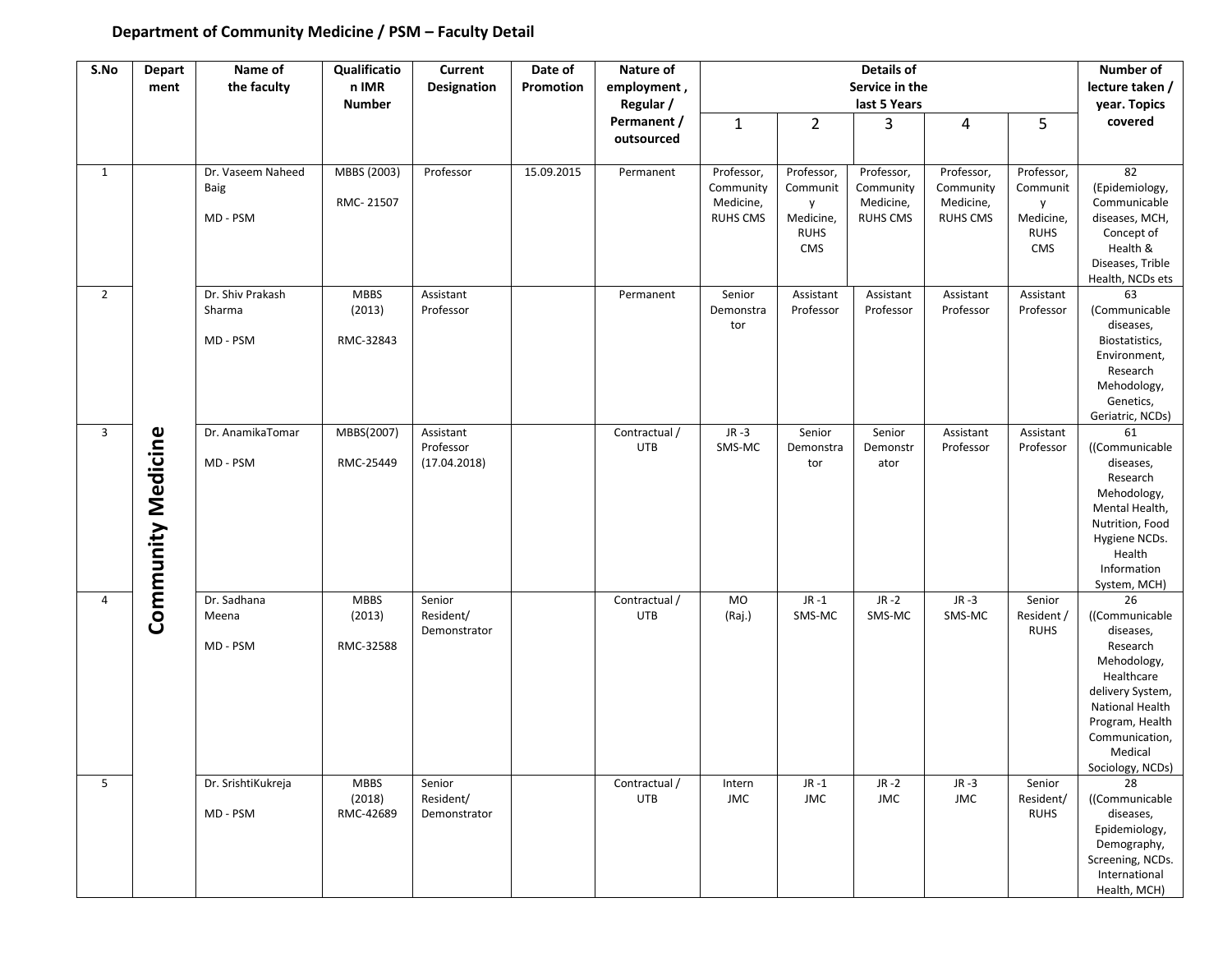## Department of Community Medicine / PSM – Faculty Detail

| S.No | Department | Name of the faculty | Qualification IMR Number | Current Designation | Date of Promotion | Nature of employment , Regular / Permanent / outsourced | Details of Service in the last 5 Years | | | | | Number of lecture taken / year. Topics covered |
|---|---|---|---|---|---|---|---|---|---|---|---|---|
| | | | | | | | 1 | 2 | 3 | 4 | 5 | |
| 1 | Community Medicine | Dr. Vaseem Naheed Baig<br><br>MD - PSM | MBBS (2003)<br><br>RMC- 21507 | Professor | 15.09.2015 | Permanent | Professor, Community Medicine, RUHS CMS | Professor, Community Medicine, RUHS CMS | Professor, Community Medicine, RUHS CMS | Professor, Community Medicine, RUHS CMS | Professor, Community Medicine, RUHS CMS | 82 (Epidemiology, Communicable diseases, MCH, Concept of Health & Diseases, Trible Health, NCDs ets |
| 2 | | Dr. Shiv Prakash Sharma<br><br>MD - PSM | MBBS (2013)<br><br>RMC-32843 | Assistant Professor | | Permanent | Senior Demonstrator | Assistant Professor | Assistant Professor | Assistant Professor | Assistant Professor | 63 (Communicable diseases, Biostatistics, Environment, Research Mehodology, Genetics, Geriatric, NCDs) |
| 3 | | Dr. AnamikaTomar<br><br>MD - PSM | MBBS(2007)<br><br>RMC-25449 | Assistant Professor (17.04.2018) | | Contractual / UTB | JR -3 SMS-MC | Senior Demonstrator | Senior Demonstrator | Assistant Professor | Assistant Professor | 61 ((Communicable diseases, Research Mehodology, Mental Health, Nutrition, Food Hygiene NCDs. Health Information System, MCH) |
| 4 | | Dr. Sadhana Meena<br><br>MD - PSM | MBBS (2013)<br><br>RMC-32588 | Senior Resident/ Demonstrator | | Contractual / UTB | MO (Raj.) | JR -1 SMS-MC | JR -2 SMS-MC | JR -3 SMS-MC | Senior Resident / RUHS | 26 ((Communicable diseases, Research Mehodology, Healthcare delivery System, National Health Program, Health Communication, Medical Sociology, NCDs) |
| 5 | | Dr. SrishtiKukreja<br><br>MD - PSM | MBBS (2018)<br>RMC-42689 | Senior Resident/ Demonstrator | | Contractual / UTB | Intern JMC | JR -1 JMC | JR -2 JMC | JR -3 JMC | Senior Resident/ RUHS | 28 ((Communicable diseases, Epidemiology, Demography, Screening, NCDs. International Health, MCH) |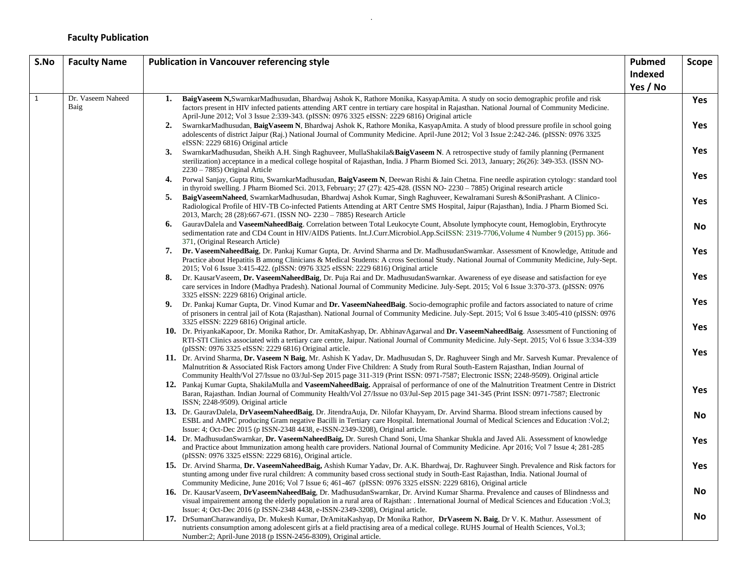## Faculty Publication

| S.No | Faculty Name | Publication in Vancouver referencing style | Pubmed Indexed Yes / No | Scope |
|---|---|---|---|---|
| 1 | Dr. Vaseem Naheed Baig | 1. **BaigVaseem N,**SwarnkarMadhusudan, Bhardwaj Ashok K, Rathore Monika, KasyapAmita. A study on socio demographic profile and risk factors present in HIV infected patients attending ART centre in tertiary care hospital in Rajasthan. National Journal of Community Medicine. April-June 2012; Vol 3 Issue 2:339-343. (pISSN: 0976 3325 eISSN: 2229 6816) Original article | | Yes |
| | | 2. SwarnkarMadhusudan, **BaigVaseem N**, Bhardwaj Ashok K, Rathore Monika, KasyapAmita. A study of blood pressure profile in school going adolescents of district Jaipur (Raj.) National Journal of Community Medicine. April-June 2012; Vol 3 Issue 2:242-246. (pISSN: 0976 3325 eISSN: 2229 6816) Original article | | Yes |
| | | 3. SwarnkarMadhusudan, Sheikh A.H. Singh Raghuveer, MullaShakila&**BaigVaseem N**. A retrospective study of family planning (Permanent sterilization) acceptance in a medical college hospital of Rajasthan, India. J Pharm Biomed Sci. 2013, January; 26(26): 349-353. (ISSN NO- 2230 – 7885) Original Article | | Yes |
| | | 4. Porwal Sanjay, Gupta Ritu, SwarnkarMadhusudan, **BaigVaseem N**, Deewan Rishi & Jain Chetna. Fine needle aspiration cytology: standard tool in thyroid swelling. J Pharm Biomed Sci. 2013, February; 27 (27): 425-428. (ISSN NO- 2230 – 7885) Original research article | | Yes |
| | | 5. **BaigVaseemNaheed**, SwarnkarMadhusudan, Bhardwaj Ashok Kumar, Singh Raghuveer, Kewalramani Suresh &SoniPrashant. A Clinico-Radiological Profile of HIV-TB Co-infected Patients Attending at ART Centre SMS Hospital, Jaipur (Rajasthan), India. J Pharm Biomed Sci. 2013, March; 28 (28):667-671. (ISSN NO- 2230 – 7885) Research Article | | Yes |
| | | 6. GauravDalela and **VaseemNaheedBaig**. Correlation between Total Leukocyte Count, Absolute lymphocyte count, Hemoglobin, Erythrocyte sedimentation rate and CD4 Count in HIV/AIDS Patients. Int.J.Curr.Microbiol.App.SciISSN: 2319-7706,Volume 4 Number 9 (2015) pp. 366-371, (Original Research Article) | | No |
| | | 7. **Dr. VaseemNaheedBaig**, Dr. Pankaj Kumar Gupta, Dr. Arvind Sharma and Dr. MadhusudanSwarnkar. Assessment of Knowledge, Attitude and Practice about Hepatitis B among Clinicians & Medical Students: A cross Sectional Study. National Journal of Community Medicine, July-Sept. 2015; Vol 6 Issue 3:415-422. (pISSN: 0976 3325 eISSN: 2229 6816) Original article | | Yes |
| | | 8. Dr. KausarVaseem, **Dr. VaseemNaheedBaig**, Dr. Puja Rai and Dr. MadhusudanSwarnkar. Awareness of eye disease and satisfaction for eye care services in Indore (Madhya Pradesh). National Journal of Community Medicine. July-Sept. 2015; Vol 6 Issue 3:370-373. (pISSN: 0976 3325 eISSN: 2229 6816) Original article. | | Yes |
| | | 9. Dr. Pankaj Kumar Gupta, Dr. Vinod Kumar and **Dr. VaseemNaheedBaig**. Socio-demographic profile and factors associated to nature of crime of prisoners in central jail of Kota (Rajasthan). National Journal of Community Medicine. July-Sept. 2015; Vol 6 Issue 3:405-410 (pISSN: 0976 3325 eISSN: 2229 6816) Original article. | | Yes |
| | | 10. Dr. PriyankaKapoor, Dr. Monika Rathor, Dr. AmitaKashyap, Dr. AbhinavAgarwal and **Dr. VaseemNaheedBaig**. Assessment of Functioning of RTI-STI Clinics associated with a tertiary care centre, Jaipur. National Journal of Community Medicine. July-Sept. 2015; Vol 6 Issue 3:334-339 (pISSN: 0976 3325 eISSN: 2229 6816) Original article. | | Yes |
| | | 11. Dr. Arvind Sharma, **Dr. Vaseem N Baig**, Mr. Ashish K Yadav, Dr. Madhusudan S, Dr. Raghuveer Singh and Mr. Sarvesh Kumar. Prevalence of Malnutrition & Associated Risk Factors among Under Five Children: A Study from Rural South-Eastern Rajasthan, Indian Journal of Community Health/Vol 27/Issue no 03/Jul-Sep 2015 page 311-319 (Print ISSN: 0971-7587; Electronic ISSN; 2248-9509). Original article | | Yes |
| | | 12. Pankaj Kumar Gupta, ShakilaMulla and **VaseemNaheedBaig.** Appraisal of performance of one of the Malnutrition Treatment Centre in District Baran, Rajasthan. Indian Journal of Community Health/Vol 27/Issue no 03/Jul-Sep 2015 page 341-345 (Print ISSN: 0971-7587; Electronic ISSN; 2248-9509). Original article | | Yes |
| | | 13. Dr. GauravDalela, **DrVaseemNaheedBaig**, Dr. JitendraAuja, Dr. Nilofar Khayyam, Dr. Arvind Sharma. Blood stream infections caused by ESBL and AMPC producing Gram negative Bacilli in Tertiary care Hospital. International Journal of Medical Sciences and Education :Vol.2; Issue: 4; Oct-Dec 2015 (p ISSN-2348 4438, e-ISSN-2349-3208), Original article. | | No |
| | | 14. Dr. MadhusudanSwarnkar, **Dr. VaseemNaheedBaig,** Dr. Suresh Chand Soni, Uma Shankar Shukla and Javed Ali. Assessment of knowledge and Practice about Immunization among health care providers. National Journal of Community Medicine. Apr 2016; Vol 7 Issue 4; 281-285 (pISSN: 0976 3325 eISSN: 2229 6816), Original article. | | Yes |
| | | 15. Dr. Arvind Sharma, **Dr. VaseemNaheedBaig,** Ashish Kumar Yadav, Dr. A.K. Bhardwaj, Dr. Raghuveer Singh. Prevalence and Risk factors for stunting among under five rural children: A community based cross sectional study in South-East Rajasthan, India. National Journal of Community Medicine, June 2016; Vol 7 Issue 6; 461-467 (pISSN: 0976 3325 eISSN: 2229 6816), Original article | | Yes |
| | | 16. Dr. KausarVaseem, **DrVaseemNaheedBaig**, Dr. MadhusudanSwarnkar, Dr. Arvind Kumar Sharma. Prevalence and causes of Blindnesss and visual impairement among the elderly population in a rural area of Rajsthan: . International Journal of Medical Sciences and Education :Vol.3; Issue: 4; Oct-Dec 2016 (p ISSN-2348 4438, e-ISSN-2349-3208), Original article. | | No |
| | | 17. DrSumanCharawandiya, Dr. Mukesh Kumar, DrAmitaKashyap, Dr Monika Rathor, **DrVaseem N. Baig**, Dr V. K. Mathur. Assessment of nutrients consumption among adolescent girls at a field practising area of a medical college. RUHS Journal of Health Sciences, Vol.3; Number:2; April-June 2018 (p ISSN-2456-8309), Original article. | | No |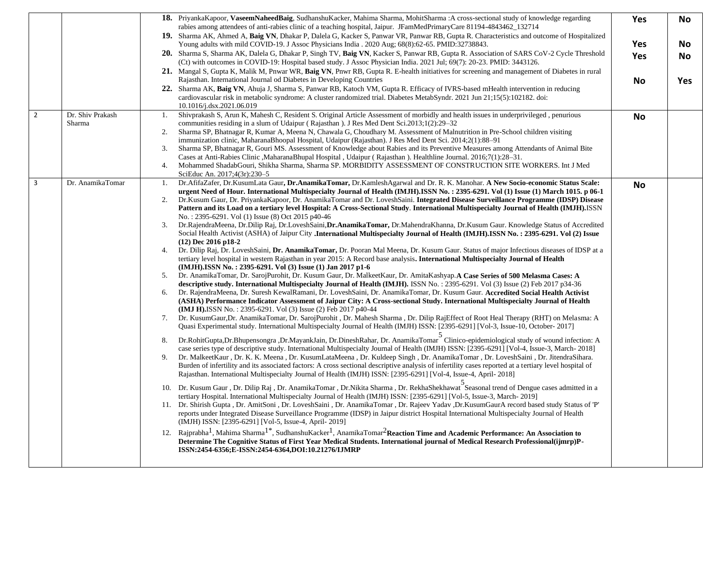| | | | | |
|---|---|---|---|---|
| | | **18.** PriyankaKapoor, **VaseemNaheedBaig**, SudhanshuKacker, Mahima Sharma, MohitSharma :A cross-sectional study of knowledge regarding rabies among attendees of anti-rabies clinic of a teaching hospital, Jaipur. JFamMedPrimaryCare 81194-4843462_132714<br>**19.** Sharma AK, Ahmed A, **Baig VN**, Dhakar P, Dalela G, Kacker S, Panwar VR, Panwar RB, Gupta R. Characteristics and outcome of Hospitalized Young adults with mild COVID-19. J Assoc Physicians India . 2020 Aug; 68(8):62-65. PMID:32738843.<br>**20.** Sharma S, Sharma AK, Dalela G, Dhakar P, Singh TV, **Baig VN**, Kacker S, Panwar RB, Gupta R. Association of SARS CoV-2 Cycle Threshold (Ct) with outcomes in COVID-19: Hospital based study. J Assoc Physician India. 2021 Jul; 69(7): 20-23. PMID: 3443126.<br>**21.** Mangal S, Gupta K, Malik M, Pnwar WR, **Baig VN**, Pnwr RB, Gupta R. E-health initiatives for screening and management of Diabetes in rural Rajasthan. International Journal od Diabetes in Developing Countries<br>**22.** Sharma AK, **Baig VN**, Ahuja J, Sharma S, Panwar RB, Katoch VM, Gupta R. Efficacy of IVRS-based mHealth intervention in reducing cardiovascular risk in metabolic syndrome: A cluster randomized trial. Diabetes MetabSyndr. 2021 Jun 21;15(5):102182. doi: 10.1016/j.dsx.2021.06.019 | **Yes**<br><br>**Yes**<br>**Yes**<br><br>**No** | **No**<br><br>**No**<br>**No**<br><br>**Yes** |
| 2 | Dr. Shiv Prakash Sharma | 1. Shivprakash S, Arun K, Mahesh C, Resident S. Original Article Assessment of morbidly and health issues in underprivileged , penurious communities residing in a slum of Udaipur ( Rajasthan ). J Res Med Dent Sci.2013;1(2):29–32<br>2. Sharma SP, Bhatnagar R, Kumar A, Meena N, Chawala G, Choudhary M. Assessment of Malnutrition in Pre-School children visiting immunization clinic, MaharanaBhoopal Hospital, Udaipur (Rajasthan). J Res Med Dent Sci. 2014;2(1):88–91<br>3. Sharma SP, Bhatnagar R, Gouri MS. Assessment of Knowledge about Rabies and its Preventive Measures among Attendants of Animal Bite Cases at Anti-Rabies Clinic ,MaharanaBhupal Hospital , Udaipur ( Rajasthan ). Healthline Journal. 2016;7(1):28–31.<br>4. Mohammed ShadabGouri, Shikha Sharma, Sharma SP. MORBIDITY ASSESSMENT OF CONSTRUCTION SITE WORKERS. Int J Med SciEduc An. 2017;4(3r):230–5 | **No** | |
| 3 | Dr. AnamikaTomar | 1. Dr.AfifaZafer, Dr.KusumLata Gaur**, Dr.AnamikaTomar,** Dr.KamleshAgarwal and Dr. R. K. Manohar. **A New Socio-economic Status Scale: urgent Need of Hour. International Multispecialty Journal of Health (IMJH).ISSN No. : 2395-6291. Vol (1) Issue (1) March 1015. p 06-1**<br>2. Dr.Kusum Gaur, Dr. PriyankaKapoor, Dr. AnamikaTomar and Dr. LoveshSaini. **Integrated Disease Surveillance Programme (IDSP) Disease Pattern and its Load on a tertiary level Hospital: A Cross-Sectional Study**. **International Multispecialty Journal of Health (IMJH).**ISSN No. : 2395-6291. Vol (1) Issue (8) Oct 2015 p40-46<br>3. Dr.RajendraMeena, Dr.Dilip Raj, Dr.LoveshSaini,**Dr.AnamikaTomar,** Dr.MahendraKhanna, Dr.Kusum Gaur. Knowledge Status of Accredited Social Health Activist (ASHA) of Jaipur City **.International Multispecialty Journal of Health (IMJH).ISSN No. : 2395-6291. Vol (2) Issue (12) Dec 2016 p18-2**<br>4. Dr. Dilip Raj, Dr. LoveshSaini, **Dr. AnamikaTomar,** Dr. Pooran Mal Meena, Dr. Kusum Gaur. Status of major Infectious diseases of IDSP at a tertiary level hospital in western Rajasthan in year 2015: A Record base analysis**. International Multispecialty Journal of Health (IMJH).ISSN No. : 2395-6291. Vol (3) Issue (1) Jan 2017 p1-6**<br>5. Dr. AnamikaTomar, Dr. SarojPurohit, Dr. Kusum Gaur, Dr. MalkeetKaur, Dr. AmitaKashyap.**A Case Series of 500 Melasma Cases: A descriptive study. International Multispecialty Journal of Health (IMJH).** ISSN No. : 2395-6291. Vol (3) Issue (2) Feb 2017 p34-36<br>6. Dr. RajendraMeena, Dr. Suresh KewalRamani, Dr. LoveshSaini, Dr. AnamikaTomar, Dr. Kusum Gaur. **Accredited Social Health Activist (ASHA) Performance Indicator Assessment of Jaipur City: A Cross-sectional Study. International Multispecialty Journal of Health (IMJ H).**ISSN No. : 2395-6291. Vol (3) Issue (2) Feb 2017 p40-44<br>7. Dr. KusumGaur,Dr. AnamikaTomar, Dr. SarojPurohit , Dr. Mahesh Sharma , Dr. Dilip RajEffect of Root Heal Therapy (RHT) on Melasma: A Quasi Experimental study. International Multispecialty Journal of Health (IMJH) ISSN: [2395-6291] [Vol-3, Issue-10, October- 2017]<br>8. Dr.RohitGupta,Dr.Bhupensongra ,Dr.MayankJain, Dr.DineshRahar, Dr. AnamikaTomar[5] Clinico-epidemiological study of wound infection: A case series type of descriptive study. International Multispecialty Journal of Health (IMJH) ISSN: [2395-6291] [Vol-4, Issue-3, March- 2018]<br>9. Dr. MalkeetKaur , Dr. K. K. Meena , Dr. KusumLataMeena , Dr. Kuldeep Singh , Dr. AnamikaTomar , Dr. LoveshSaini , Dr. JitendraSihara. Burden of infertility and its associated factors: A cross sectional descriptive analysis of infertility cases reported at a tertiary level hospital of Rajasthan. International Multispecialty Journal of Health (IMJH) ISSN: [2395-6291] [Vol-4, Issue-4, April- 2018]<br>10. Dr. Kusum Gaur , Dr. Dilip Raj , Dr. AnamikaTomar , Dr.Nikita Sharma , Dr. RekhaShekhawat[5] Seasonal trend of Dengue cases admitted in a tertiary Hospital. International Multispecialty Journal of Health (IMJH) ISSN: [2395-6291] [Vol-5, Issue-3, March- 2019]<br>11. Dr. Shirish Gupta , Dr. AmitSoni , Dr. LoveshSaini , Dr. AnamikaTomar , Dr. Rajeev Yadav ,Dr.KusumGaurA record based study Status of 'P' reports under Integrated Disease Surveillance Programme (IDSP) in Jaipur district Hospital International Multispecialty Journal of Health (IMJH) ISSN: [2395-6291] [Vol-5, Issue-4, April- 2019]<br>12. Rajprabha[1], Mahima Sharma[1*], SudhanshuKacker[1], AnamikaTomar[2]**Reaction Time and Academic Performance: An Association to Determine The Cognitive Status of First Year Medical Students. International journal of Medical Research Professional(ijmrp)P-ISSN:2454-6356;E-ISSN:2454-6364,DOI:10.21276/IJMRP** | **No** | |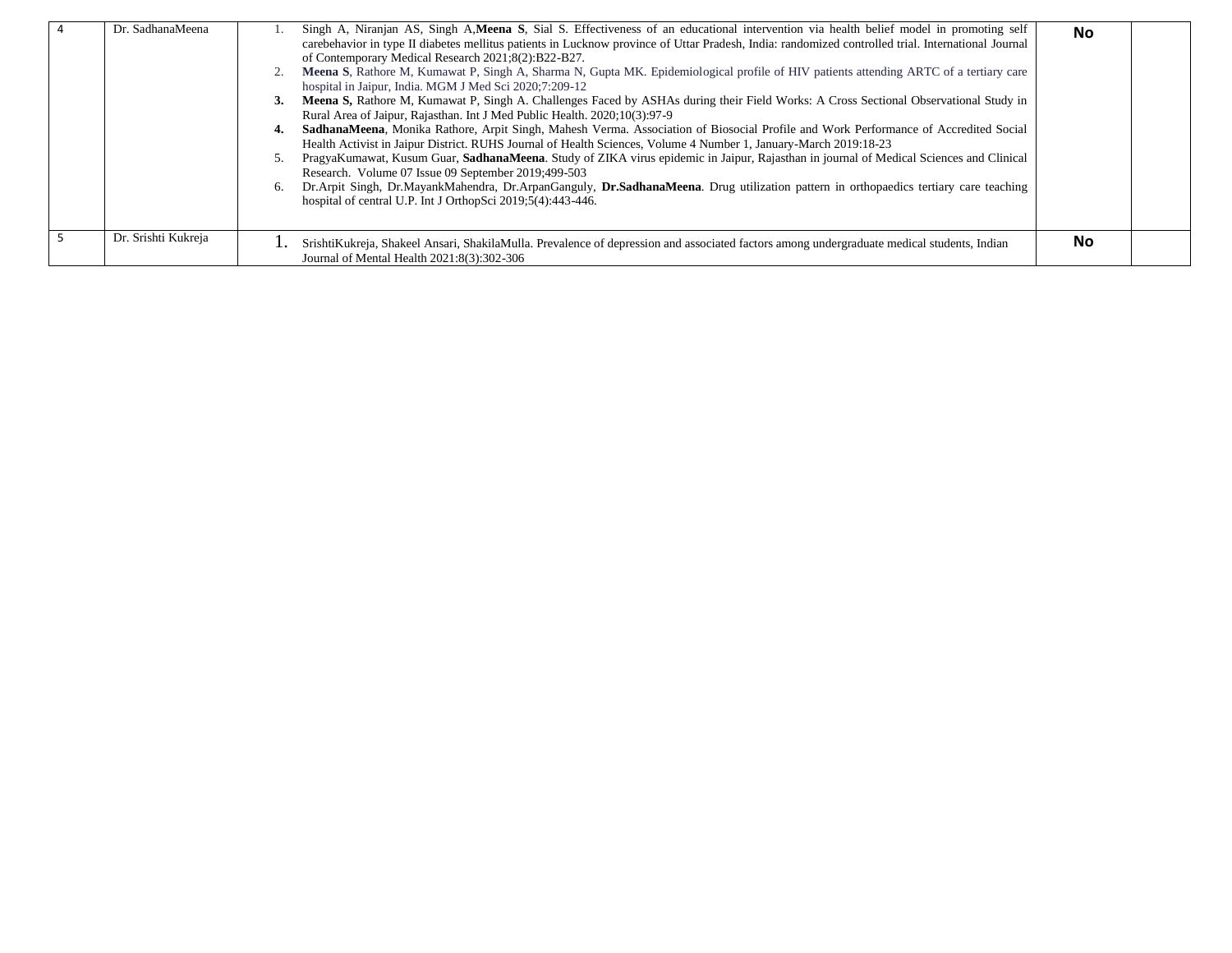| | | | | |
|---|---|---|---|---|
| 4 | Dr. SadhanaMeena | 1. Singh A, Niranjan AS, Singh A,**Meena S**, Sial S. Effectiveness of an educational intervention via health belief model in promoting self carebehavior in type II diabetes mellitus patients in Lucknow province of Uttar Pradesh, India: randomized controlled trial. International Journal of Contemporary Medical Research 2021;8(2):B22-B27.<br>2. **Meena S**, Rathore M, Kumawat P, Singh A, Sharma N, Gupta MK. Epidemiological profile of HIV patients attending ARTC of a tertiary care hospital in Jaipur, India. MGM J Med Sci 2020;7:209-12<br>3. **Meena S,** Rathore M, Kumawat P, Singh A. Challenges Faced by ASHAs during their Field Works: A Cross Sectional Observational Study in Rural Area of Jaipur, Rajasthan. Int J Med Public Health. 2020;10(3):97-9<br>4. **SadhanaMeena**, Monika Rathore, Arpit Singh, Mahesh Verma. Association of Biosocial Profile and Work Performance of Accredited Social Health Activist in Jaipur District. RUHS Journal of Health Sciences, Volume 4 Number 1, January-March 2019:18-23<br>5. PragyaKumawat, Kusum Guar, **SadhanaMeena**. Study of ZIKA virus epidemic in Jaipur, Rajasthan in journal of Medical Sciences and Clinical Research. Volume 07 Issue 09 September 2019;499-503<br>6. Dr.Arpit Singh, Dr.MayankMahendra, Dr.ArpanGanguly, **Dr.SadhanaMeena**. Drug utilization pattern in orthopaedics tertiary care teaching hospital of central U.P. Int J OrthopSci 2019;5(4):443-446. | **No** | |
| 5 | Dr. Srishti Kukreja | 1. SrishtiKukreja, Shakeel Ansari, ShakilaMulla. Prevalence of depression and associated factors among undergraduate medical students, Indian Journal of Mental Health 2021:8(3):302-306 | **No** | |